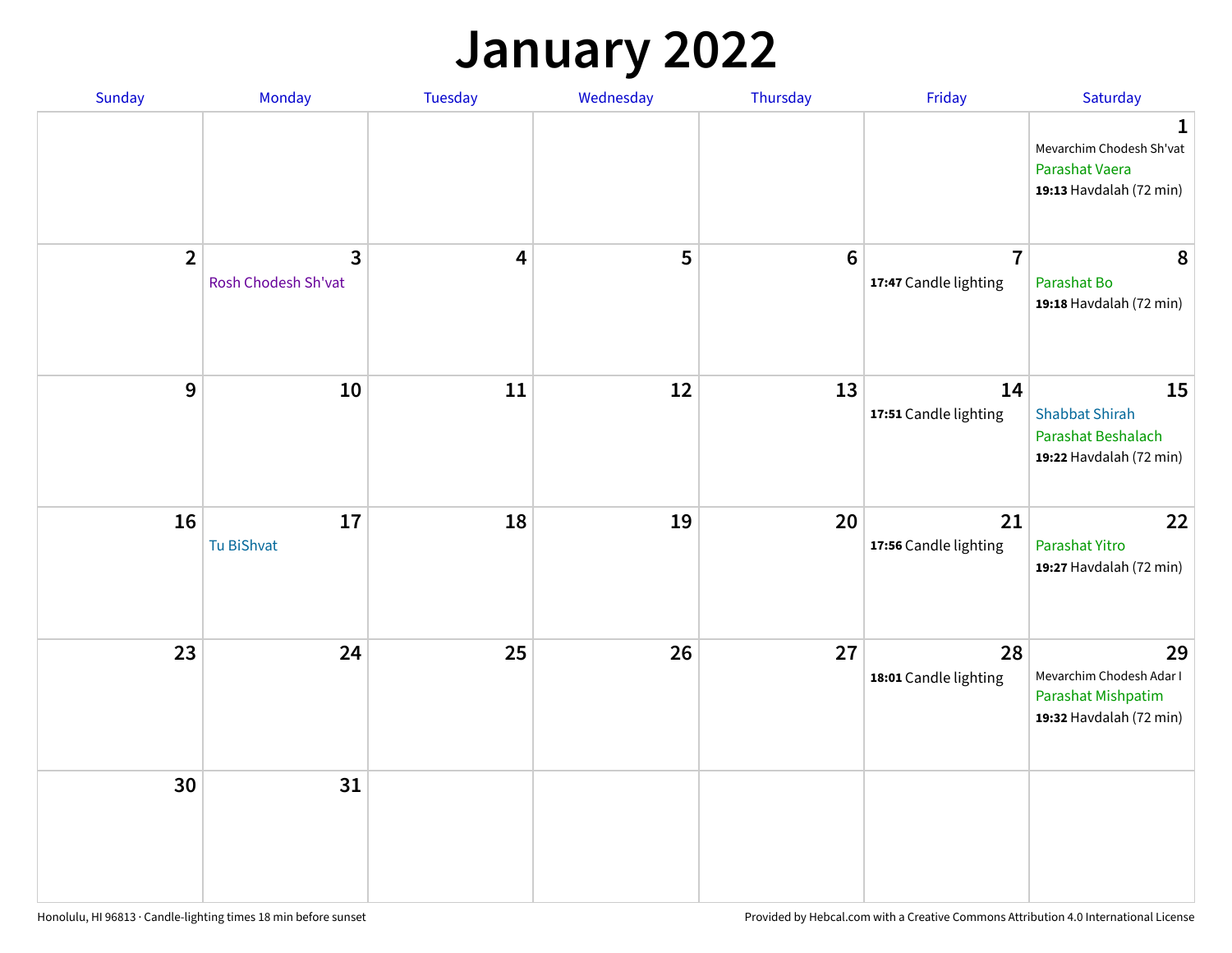# January 2022

| Sunday | Monday | Tuesday | Wednesday | Thursday | Friday | Saturday |
|---|---|---|---|---|---|---|
| | | | | | | **1**<br>Mevarchim Chodesh Sh'vat<br>Parashat Vaera<br>**19:13** Havdalah (72 min) |
| **2** | **3**<br>Rosh Chodesh Sh'vat | **4** | **5** | **6** | **7**<br>**17:47** Candle lighting | **8**<br>Parashat Bo<br>**19:18** Havdalah (72 min) |
| **9** | **10** | **11** | **12** | **13** | **14**<br>**17:51** Candle lighting | **15**<br>Shabbat Shirah<br>Parashat Beshalach<br>**19:22** Havdalah (72 min) |
| **16** | **17**<br>Tu BiShvat | **18** | **19** | **20** | **21**<br>**17:56** Candle lighting | **22**<br>Parashat Yitro<br>**19:27** Havdalah (72 min) |
| **23** | **24** | **25** | **26** | **27** | **28**<br>**18:01** Candle lighting | **29**<br>Mevarchim Chodesh Adar I<br>Parashat Mishpatim<br>**19:32** Havdalah (72 min) |
| **30** | **31** | | | | | |

Honolulu, HI 96813 · Candle-lighting times 18 min before sunset

Provided by Hebcal.com with a Creative Commons Attribution 4.0 International License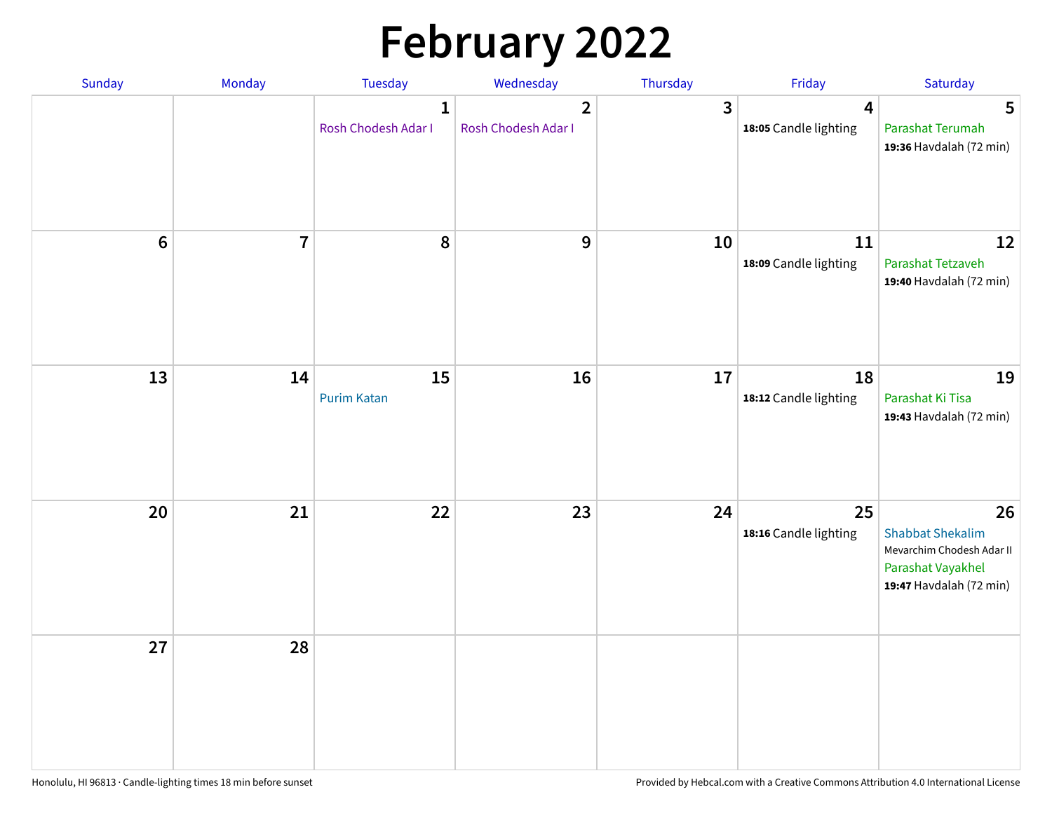# February 2022

| Sunday | Monday | Tuesday | Wednesday | Thursday | Friday | Saturday |
|---|---|---|---|---|---|---|
| | | **1** Rosh Chodesh Adar I | **2** Rosh Chodesh Adar I | **3** | **4** **18:05** Candle lighting | **5** Parashat Terumah **19:36** Havdalah (72 min) |
| **6** | **7** | **8** | **9** | **10** | **11** **18:09** Candle lighting | **12** Parashat Tetzaveh **19:40** Havdalah (72 min) |
| **13** | **14** | **15** Purim Katan | **16** | **17** | **18** **18:12** Candle lighting | **19** Parashat Ki Tisa **19:43** Havdalah (72 min) |
| **20** | **21** | **22** | **23** | **24** | **25** **18:16** Candle lighting | **26** Shabbat Shekalim Mevarchim Chodesh Adar II Parashat Vayakhel **19:47** Havdalah (72 min) |
| **27** | **28** | | | | | |

Honolulu, HI 96813 · Candle-lighting times 18 min before sunset

Provided by Hebcal.com with a Creative Commons Attribution 4.0 International License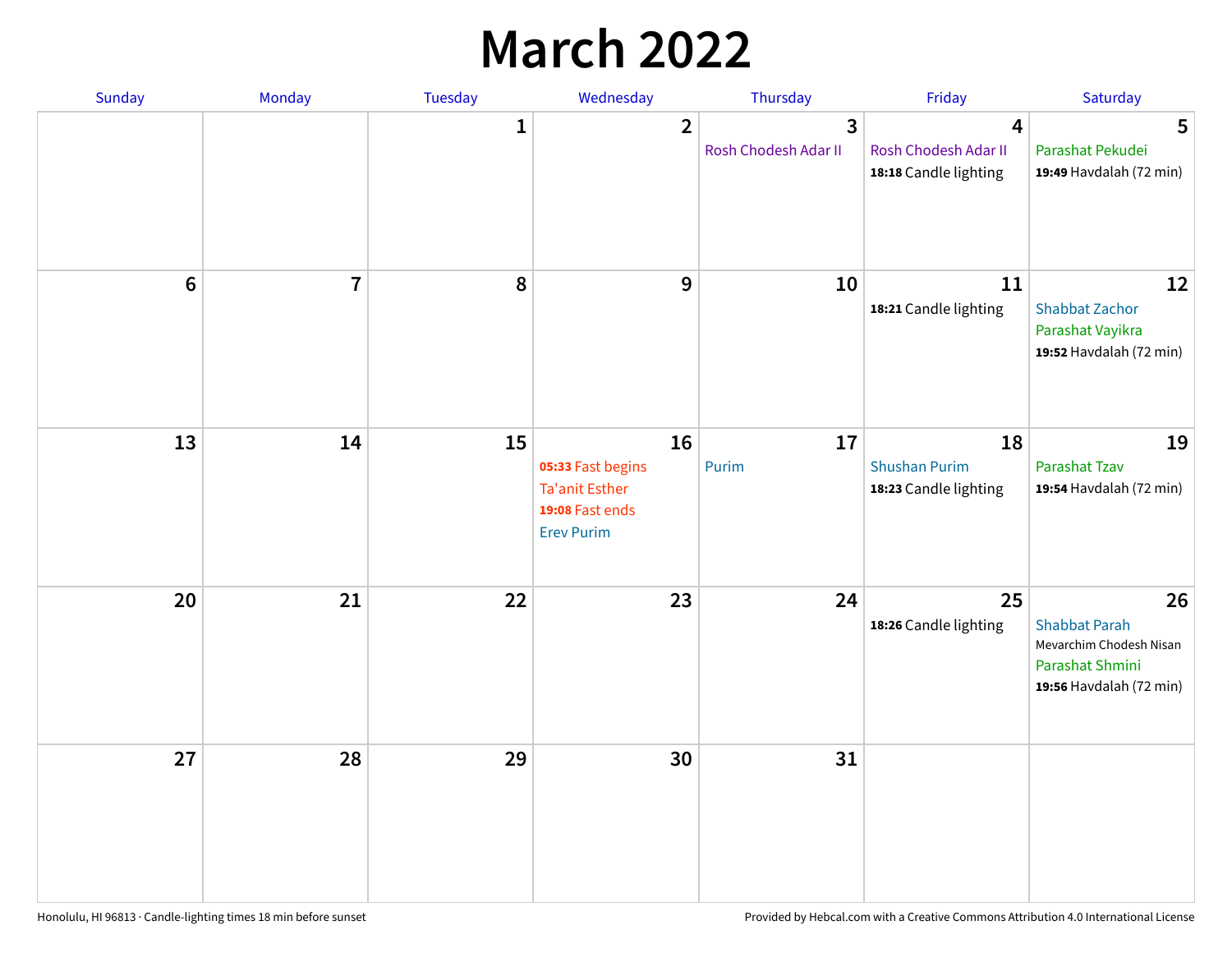# March 2022

| Sunday | Monday | Tuesday | Wednesday | Thursday | Friday | Saturday |
|---|---|---|---|---|---|---|
| | | 1 | 2 | 3<br>Rosh Chodesh Adar II | 4<br>Rosh Chodesh Adar II<br>**18:18** Candle lighting | 5<br>Parashat Pekudei<br>**19:49** Havdalah (72 min) |
| 6 | 7 | 8 | 9 | 10 | 11<br>**18:21** Candle lighting | 12<br>Shabbat Zachor<br>Parashat Vayikra<br>**19:52** Havdalah (72 min) |
| 13 | 14 | 15 | 16<br>**05:33** Fast begins<br>Ta'anit Esther<br>**19:08** Fast ends<br>Erev Purim | 17<br>Purim | 18<br>Shushan Purim<br>**18:23** Candle lighting | 19<br>Parashat Tzav<br>**19:54** Havdalah (72 min) |
| 20 | 21 | 22 | 23 | 24 | 25<br>**18:26** Candle lighting | 26<br>Shabbat Parah<br>Mevarchim Chodesh Nisan<br>Parashat Shmini<br>**19:56** Havdalah (72 min) |
| 27 | 28 | 29 | 30 | 31 | | |

Honolulu, HI 96813 · Candle-lighting times 18 min before sunset

Provided by Hebcal.com with a Creative Commons Attribution 4.0 International License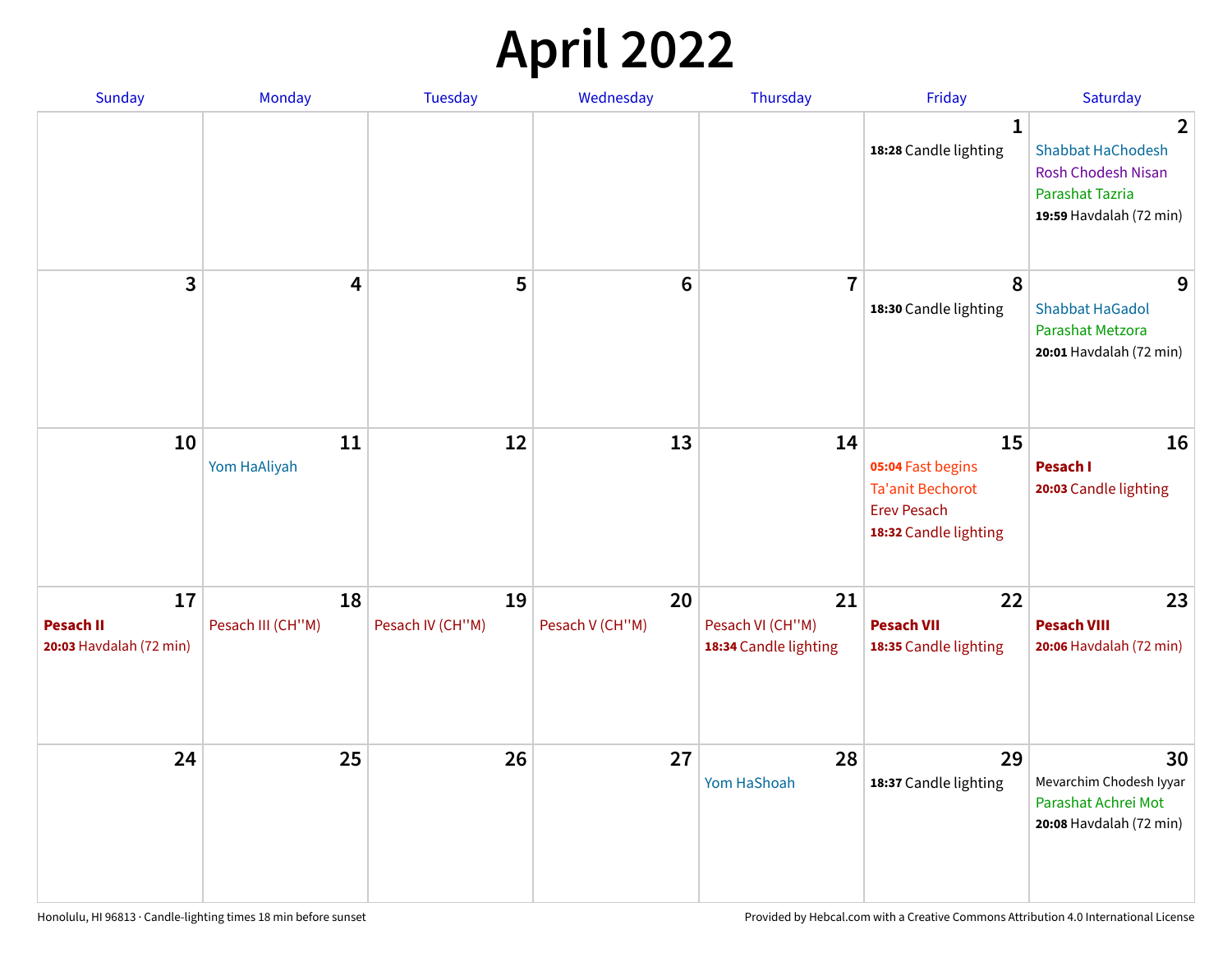# April 2022

| Sunday | Monday | Tuesday | Wednesday | Thursday | Friday | Saturday |
|---|---|---|---|---|---|---|
| | | | | | **1**<br>**18:28** Candle lighting | **2**<br>Shabbat HaChodesh<br>Rosh Chodesh Nisan<br>Parashat Tazria<br>**19:59** Havdalah (72 min) |
| **3** | **4** | **5** | **6** | **7** | **8**<br>**18:30** Candle lighting | **9**<br>Shabbat HaGadol<br>Parashat Metzora<br>**20:01** Havdalah (72 min) |
| **10** | **11**<br>Yom HaAliyah | **12** | **13** | **14** | **15**<br>**05:04** Fast begins<br>Ta'anit Bechorot<br>Erev Pesach<br>**18:32** Candle lighting | **16**<br>**Pesach I**<br>**20:03** Candle lighting |
| **17**<br>**Pesach II**<br>**20:03** Havdalah (72 min) | **18**<br>Pesach III (CH''M) | **19**<br>Pesach IV (CH''M) | **20**<br>Pesach V (CH''M) | **21**<br>Pesach VI (CH''M)<br>**18:34** Candle lighting | **22**<br>**Pesach VII**<br>**18:35** Candle lighting | **23**<br>**Pesach VIII**<br>**20:06** Havdalah (72 min) |
| **24** | **25** | **26** | **27** | **28**<br>Yom HaShoah | **29**<br>**18:37** Candle lighting | **30**<br>Mevarchim Chodesh Iyyar<br>Parashat Achrei Mot<br>**20:08** Havdalah (72 min) |

Honolulu, HI 96813 · Candle-lighting times 18 min before sunset

Provided by Hebcal.com with a Creative Commons Attribution 4.0 International License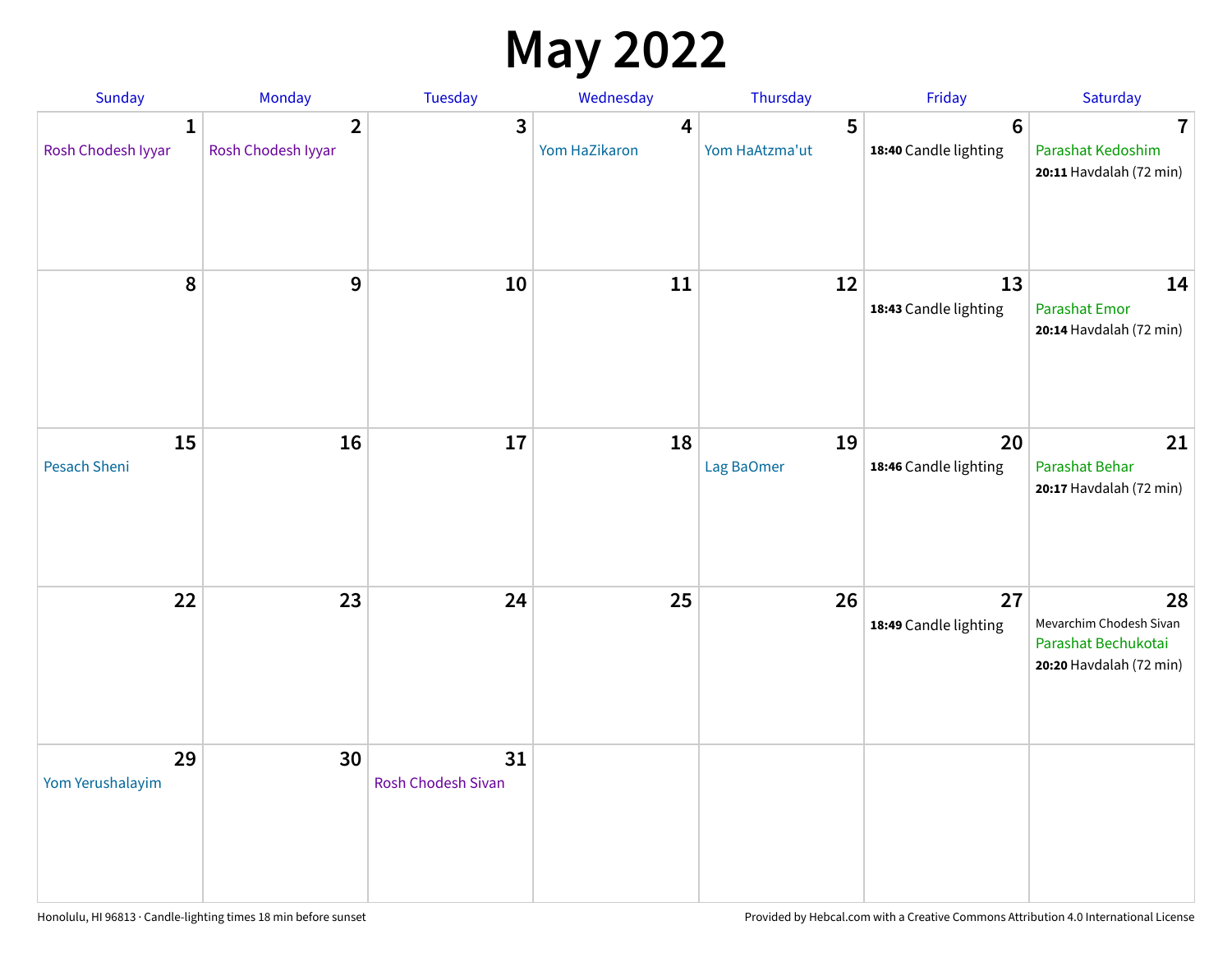# May 2022

| Sunday | Monday | Tuesday | Wednesday | Thursday | Friday | Saturday |
|---|---|---|---|---|---|---|
| 1<br>Rosh Chodesh Iyyar | 2<br>Rosh Chodesh Iyyar | 3 | 4<br>Yom HaZikaron | 5<br>Yom HaAtzma'ut | 6<br>**18:40** Candle lighting | 7<br>Parashat Kedoshim<br>**20:11** Havdalah (72 min) |
| 8 | 9 | 10 | 11 | 12 | 13<br>**18:43** Candle lighting | 14<br>Parashat Emor<br>**20:14** Havdalah (72 min) |
| 15<br>Pesach Sheni | 16 | 17 | 18 | 19<br>Lag BaOmer | 20<br>**18:46** Candle lighting | 21<br>Parashat Behar<br>**20:17** Havdalah (72 min) |
| 22 | 23 | 24 | 25 | 26 | 27<br>**18:49** Candle lighting | 28<br>Mevarchim Chodesh Sivan<br>Parashat Bechukotai<br>**20:20** Havdalah (72 min) |
| 29<br>Yom Yerushalayim | 30 | 31<br>Rosh Chodesh Sivan | | | | |

Honolulu, HI 96813 · Candle-lighting times 18 min before sunset

Provided by Hebcal.com with a Creative Commons Attribution 4.0 International License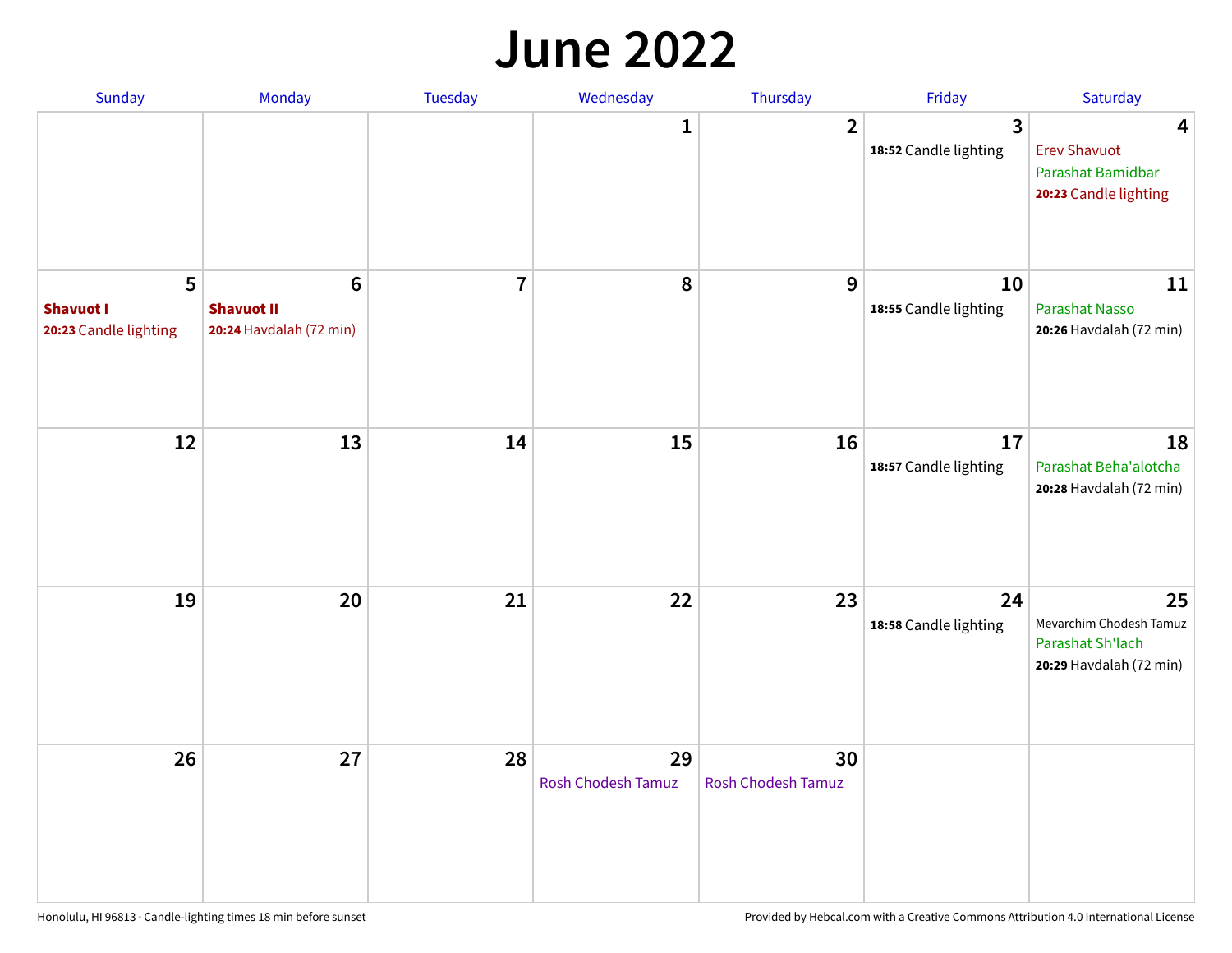# June 2022

| Sunday | Monday | Tuesday | Wednesday | Thursday | Friday | Saturday |
|---|---|---|---|---|---|---|
| | | | 1 | 2 | 3<br>**18:52** Candle lighting | 4<br>Erev Shavuot<br>Parashat Bamidbar<br>**20:23** Candle lighting |
| 5<br>**Shavuot I**<br>**20:23** Candle lighting | 6<br>**Shavuot II**<br>**20:24** Havdalah (72 min) | 7 | 8 | 9 | 10<br>**18:55** Candle lighting | 11<br>Parashat Nasso<br>**20:26** Havdalah (72 min) |
| 12 | 13 | 14 | 15 | 16 | 17<br>**18:57** Candle lighting | 18<br>Parashat Beha'alotcha<br>**20:28** Havdalah (72 min) |
| 19 | 20 | 21 | 22 | 23 | 24<br>**18:58** Candle lighting | 25<br>Mevarchim Chodesh Tamuz<br>Parashat Sh'lach<br>**20:29** Havdalah (72 min) |
| 26 | 27 | 28 | 29<br>Rosh Chodesh Tamuz | 30<br>Rosh Chodesh Tamuz | | |

Honolulu, HI 96813 · Candle-lighting times 18 min before sunset

Provided by Hebcal.com with a Creative Commons Attribution 4.0 International License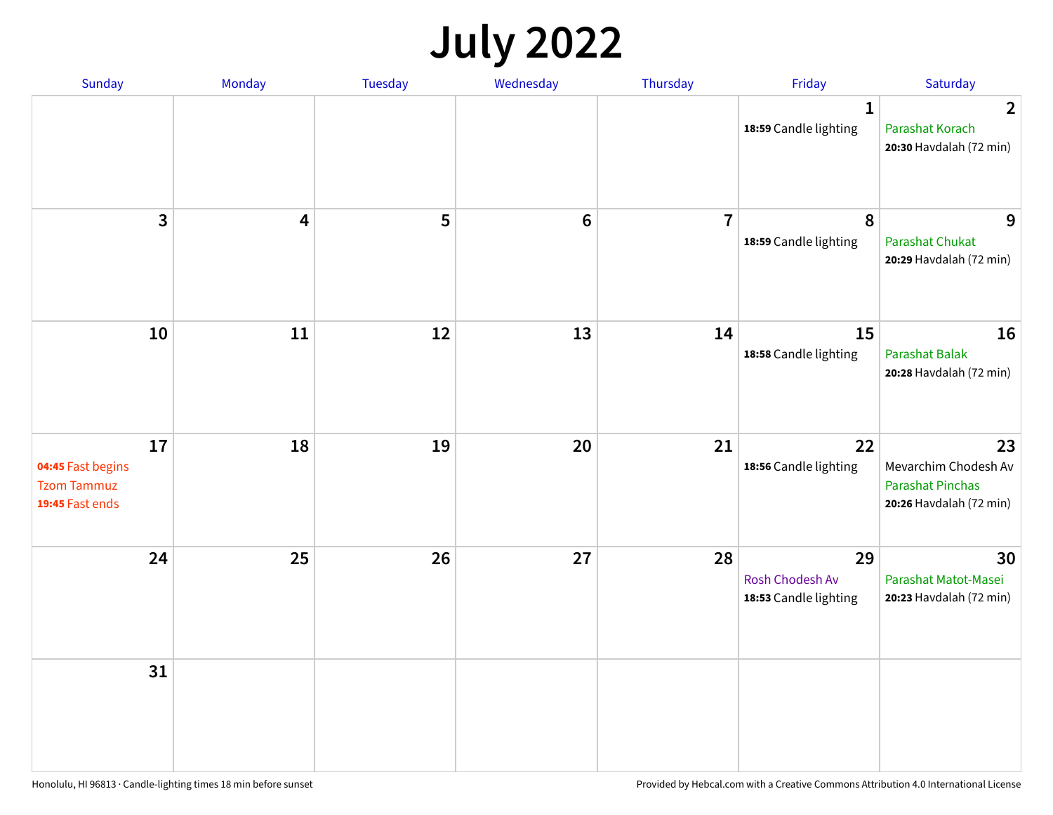# July 2022

| Sunday | Monday | Tuesday | Wednesday | Thursday | Friday | Saturday |
|---|---|---|---|---|---|---|
| | | | | | 1<br>**18:59** Candle lighting | 2<br>Parashat Korach<br>**20:30** Havdalah (72 min) |
| 3 | 4 | 5 | 6 | 7 | 8<br>**18:59** Candle lighting | 9<br>Parashat Chukat<br>**20:29** Havdalah (72 min) |
| 10 | 11 | 12 | 13 | 14 | 15<br>**18:58** Candle lighting | 16<br>Parashat Balak<br>**20:28** Havdalah (72 min) |
| 17<br>**04:45** Fast begins<br>Tzom Tammuz<br>**19:45** Fast ends | 18 | 19 | 20 | 21 | 22<br>**18:56** Candle lighting | 23<br>Mevarchim Chodesh Av<br>Parashat Pinchas<br>**20:26** Havdalah (72 min) |
| 24 | 25 | 26 | 27 | 28 | 29<br>Rosh Chodesh Av<br>**18:53** Candle lighting | 30<br>Parashat Matot-Masei<br>**20:23** Havdalah (72 min) |
| 31 | | | | | | |

Honolulu, HI 96813 · Candle-lighting times 18 min before sunset

Provided by Hebcal.com with a Creative Commons Attribution 4.0 International License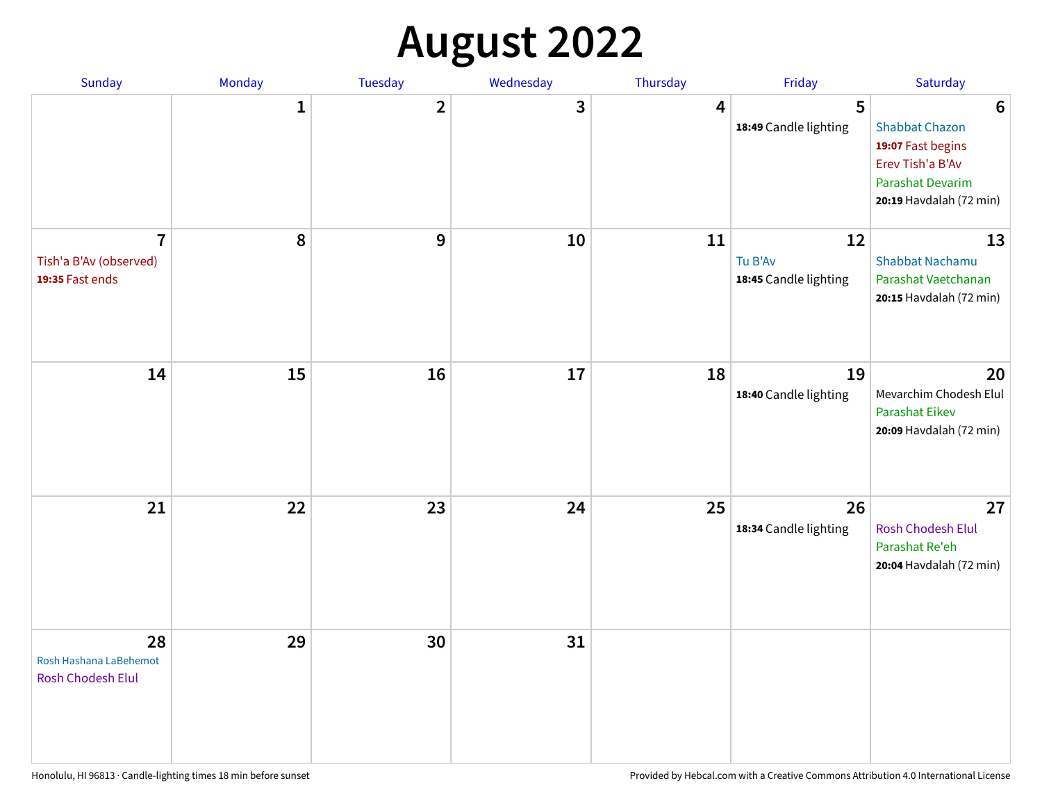# August 2022

| Sunday | Monday | Tuesday | Wednesday | Thursday | Friday | Saturday |
|---|---|---|---|---|---|---|
| | 1 | 2 | 3 | 4 | 5<br>**18:49** Candle lighting | 6<br>Shabbat Chazon<br>**19:07** Fast begins<br>Erev Tish'a B'Av<br>Parashat Devarim<br>**20:19** Havdalah (72 min) |
| 7<br>Tish'a B'Av (observed)<br>**19:35** Fast ends | 8 | 9 | 10 | 11 | 12<br>Tu B'Av<br>**18:45** Candle lighting | 13<br>Shabbat Nachamu<br>Parashat Vaetchanan<br>**20:15** Havdalah (72 min) |
| 14 | 15 | 16 | 17 | 18 | 19<br>**18:40** Candle lighting | 20<br>Mevarchim Chodesh Elul<br>Parashat Eikev<br>**20:09** Havdalah (72 min) |
| 21 | 22 | 23 | 24 | 25 | 26<br>**18:34** Candle lighting | 27<br>Rosh Chodesh Elul<br>Parashat Re'eh<br>**20:04** Havdalah (72 min) |
| 28<br>Rosh Hashana LaBehemot<br>Rosh Chodesh Elul | 29 | 30 | 31 | | | |

Honolulu, HI 96813 · Candle-lighting times 18 min before sunset

Provided by Hebcal.com with a Creative Commons Attribution 4.0 International License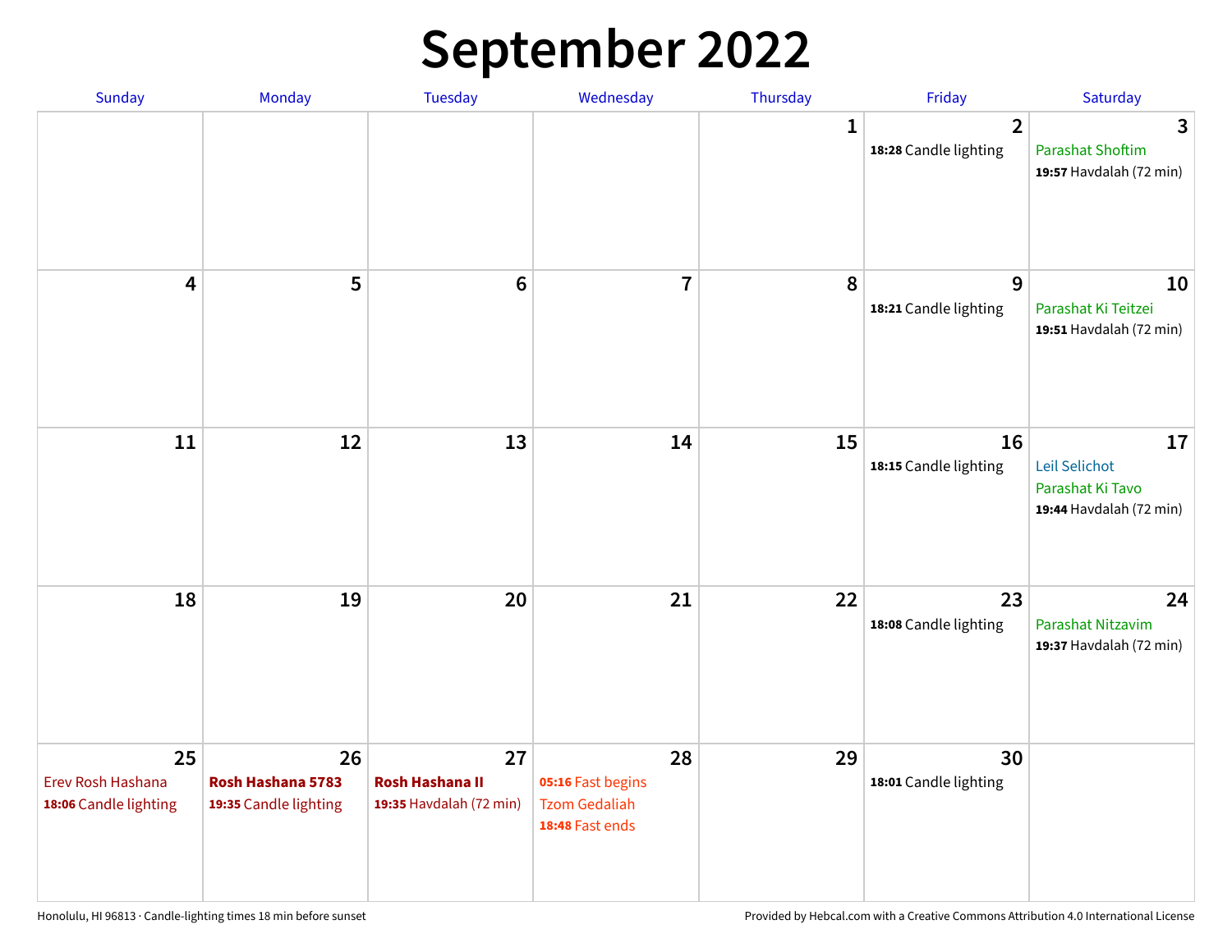# September 2022

| Sunday | Monday | Tuesday | Wednesday | Thursday | Friday | Saturday |
|---|---|---|---|---|---|---|
| | | | | 1 | 2<br>**18:28** Candle lighting | 3<br>Parashat Shoftim<br>**19:57** Havdalah (72 min) |
| 4 | 5 | 6 | 7 | 8 | 9<br>**18:21** Candle lighting | 10<br>Parashat Ki Teitzei<br>**19:51** Havdalah (72 min) |
| 11 | 12 | 13 | 14 | 15 | 16<br>**18:15** Candle lighting | 17<br>Leil Selichot<br>Parashat Ki Tavo<br>**19:44** Havdalah (72 min) |
| 18 | 19 | 20 | 21 | 22 | 23<br>**18:08** Candle lighting | 24<br>Parashat Nitzavim<br>**19:37** Havdalah (72 min) |
| 25<br>Erev Rosh Hashana<br>**18:06** Candle lighting | 26<br>**Rosh Hashana 5783**<br>**19:35** Candle lighting | 27<br>**Rosh Hashana II**<br>**19:35** Havdalah (72 min) | 28<br>**05:16** Fast begins<br>Tzom Gedaliah<br>**18:48** Fast ends | 29 | 30<br>**18:01** Candle lighting | |

Honolulu, HI 96813 · Candle-lighting times 18 min before sunset

Provided by Hebcal.com with a Creative Commons Attribution 4.0 International License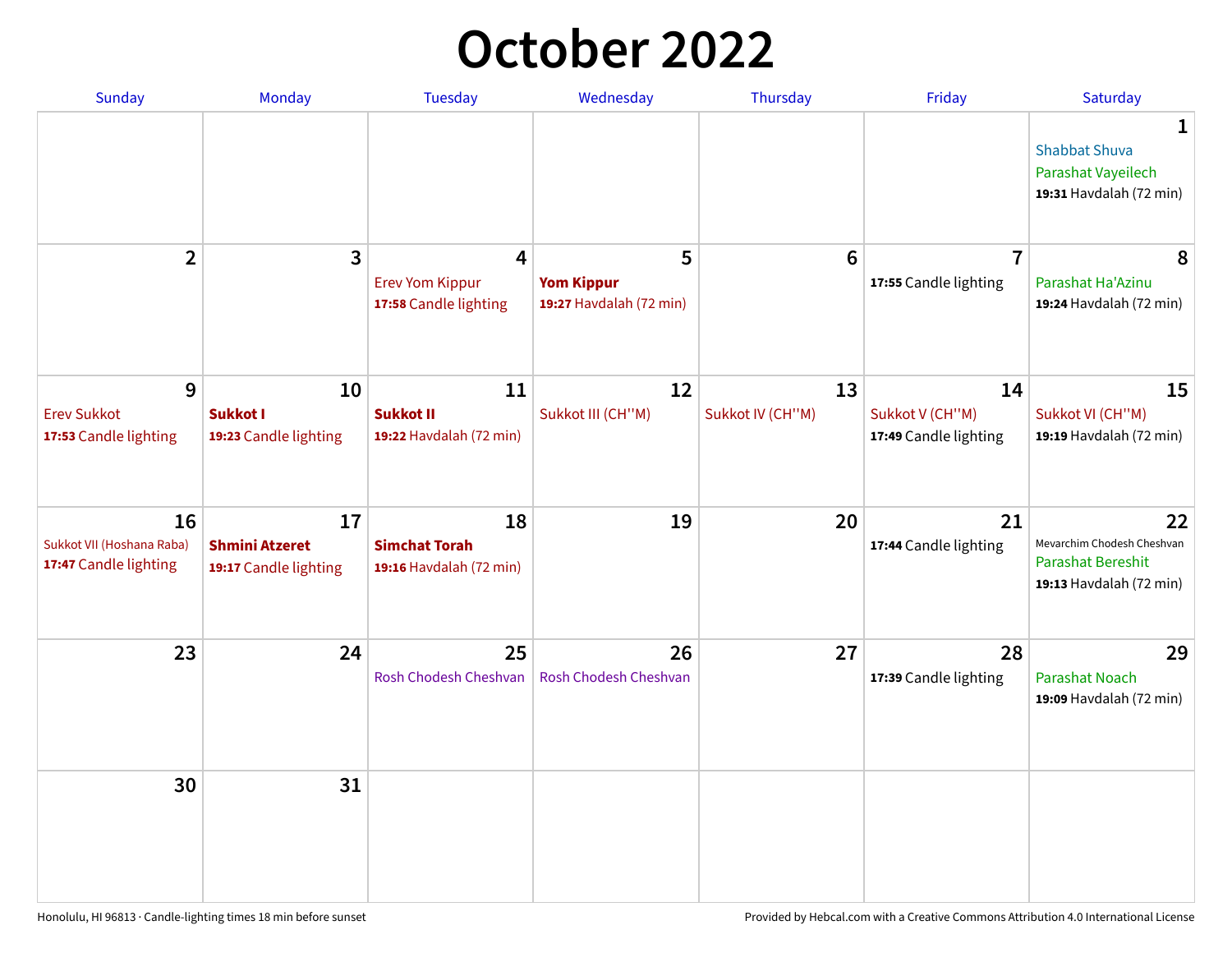# October 2022

| Sunday | Monday | Tuesday | Wednesday | Thursday | Friday | Saturday |
|---|---|---|---|---|---|---|
| | | | | | | **1**<br>Shabbat Shuva<br>Parashat Vayeilech<br>**19:31** Havdalah (72 min) |
| **2** | **3** | **4**<br>Erev Yom Kippur<br>**17:58** Candle lighting | **5**<br>**Yom Kippur**<br>**19:27** Havdalah (72 min) | **6** | **7**<br>**17:55** Candle lighting | **8**<br>Parashat Ha'Azinu<br>**19:24** Havdalah (72 min) |
| **9**<br>Erev Sukkot<br>**17:53** Candle lighting | **10**<br>**Sukkot I**<br>**19:23** Candle lighting | **11**<br>**Sukkot II**<br>**19:22** Havdalah (72 min) | **12**<br>Sukkot III (CH''M) | **13**<br>Sukkot IV (CH''M) | **14**<br>Sukkot V (CH''M)<br>**17:49** Candle lighting | **15**<br>Sukkot VI (CH''M)<br>**19:19** Havdalah (72 min) |
| **16**<br>Sukkot VII (Hoshana Raba)<br>**17:47** Candle lighting | **17**<br>**Shmini Atzeret**<br>**19:17** Candle lighting | **18**<br>**Simchat Torah**<br>**19:16** Havdalah (72 min) | **19** | **20** | **21**<br>**17:44** Candle lighting | **22**<br>Mevarchim Chodesh Cheshvan<br>Parashat Bereshit<br>**19:13** Havdalah (72 min) |
| **23** | **24** | **25**<br>Rosh Chodesh Cheshvan | **26**<br>Rosh Chodesh Cheshvan | **27** | **28**<br>**17:39** Candle lighting | **29**<br>Parashat Noach<br>**19:09** Havdalah (72 min) |
| **30** | **31** | | | | | |

Honolulu, HI 96813 · Candle-lighting times 18 min before sunset

Provided by Hebcal.com with a Creative Commons Attribution 4.0 International License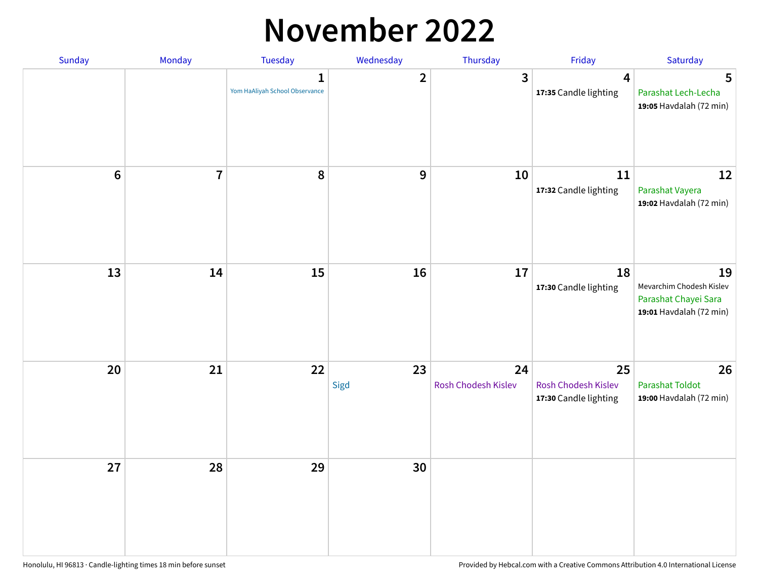# November 2022

| Sunday | Monday | Tuesday | Wednesday | Thursday | Friday | Saturday |
|---|---|---|---|---|---|---|
| | | 1<br>Yom HaAliyah School Observance | 2 | 3 | 4<br>**17:35** Candle lighting | 5<br>Parashat Lech-Lecha<br>**19:05** Havdalah (72 min) |
| 6 | 7 | 8 | 9 | 10 | 11<br>**17:32** Candle lighting | 12<br>Parashat Vayera<br>**19:02** Havdalah (72 min) |
| 13 | 14 | 15 | 16 | 17 | 18<br>**17:30** Candle lighting | 19<br>Mevarchim Chodesh Kislev<br>Parashat Chayei Sara<br>**19:01** Havdalah (72 min) |
| 20 | 21 | 22 | 23<br>Sigd | 24<br>Rosh Chodesh Kislev | 25<br>Rosh Chodesh Kislev<br>**17:30** Candle lighting | 26<br>Parashat Toldot<br>**19:00** Havdalah (72 min) |
| 27 | 28 | 29 | 30 | | | |

Honolulu, HI 96813 · Candle-lighting times 18 min before sunset

Provided by Hebcal.com with a Creative Commons Attribution 4.0 International License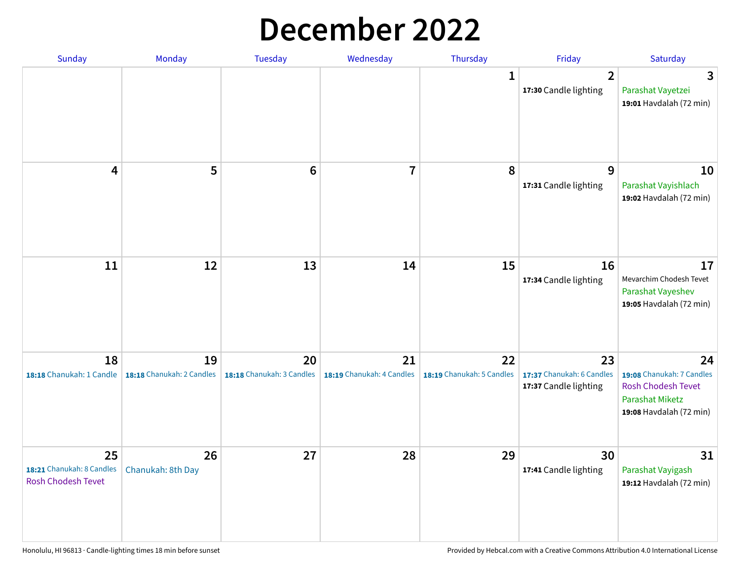# December 2022

| Sunday | Monday | Tuesday | Wednesday | Thursday | Friday | Saturday |
|---|---|---|---|---|---|---|
| | | | | 1 | 2<br>**17:30** Candle lighting | 3<br>Parashat Vayetzei<br>**19:01** Havdalah (72 min) |
| 4 | 5 | 6 | 7 | 8 | 9<br>**17:31** Candle lighting | 10<br>Parashat Vayishlach<br>**19:02** Havdalah (72 min) |
| 11 | 12 | 13 | 14 | 15 | 16<br>**17:34** Candle lighting | 17<br>Mevarchim Chodesh Tevet<br>Parashat Vayeshev<br>**19:05** Havdalah (72 min) |
| 18<br>**18:18** Chanukah: 1 Candle | 19<br>**18:18** Chanukah: 2 Candles | 20<br>**18:18** Chanukah: 3 Candles | 21<br>**18:19** Chanukah: 4 Candles | 22<br>**18:19** Chanukah: 5 Candles | 23<br>**17:37** Chanukah: 6 Candles<br>**17:37** Candle lighting | 24<br>**19:08** Chanukah: 7 Candles<br>Rosh Chodesh Tevet<br>Parashat Miketz<br>**19:08** Havdalah (72 min) |
| 25<br>**18:21** Chanukah: 8 Candles<br>Rosh Chodesh Tevet | 26<br>Chanukah: 8th Day | 27 | 28 | 29 | 30<br>**17:41** Candle lighting | 31<br>Parashat Vayigash<br>**19:12** Havdalah (72 min) |

Honolulu, HI 96813 · Candle-lighting times 18 min before sunset

Provided by Hebcal.com with a Creative Commons Attribution 4.0 International License